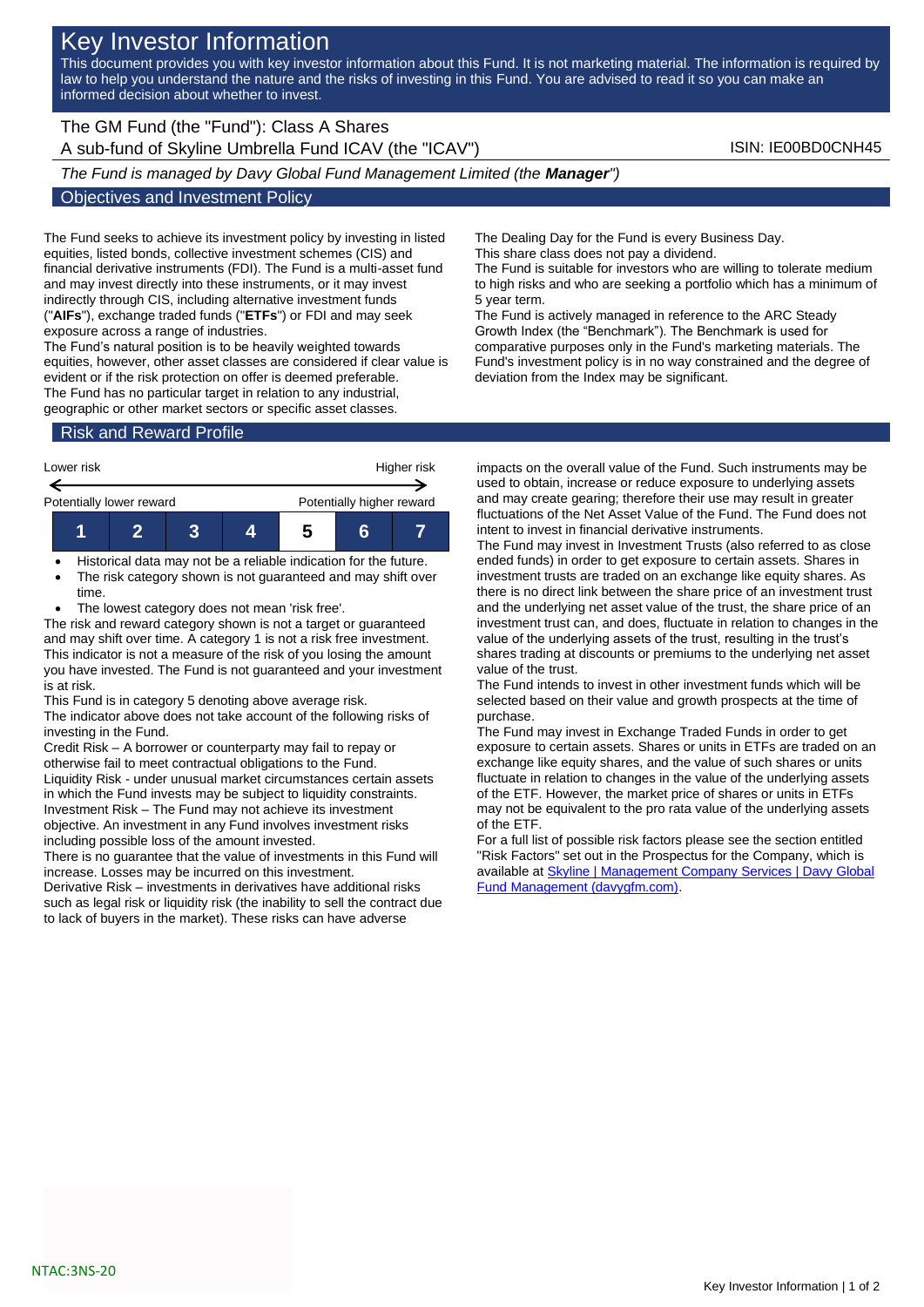# Key Investor Information

This document provides you with key investor information about this Fund. It is not marketing material. The information is required by law to help you understand the nature and the risks of investing in this Fund. You are advised to read it so you can make an informed decision about whether to invest.

The GM Fund (the "Fund"): Class A Shares
A sub-fund of Skyline Umbrella Fund ICAV (the "ICAV")

ISIN: IE00BD0CNH45

*The Fund is managed by Davy Global Fund Management Limited (the* ***Manager****")*

## Objectives and Investment Policy

The Fund seeks to achieve its investment policy by investing in listed equities, listed bonds, collective investment schemes (CIS) and financial derivative instruments (FDI). The Fund is a multi-asset fund and may invest directly into these instruments, or it may invest indirectly through CIS, including alternative investment funds ("**AIFs**"), exchange traded funds ("**ETFs**") or FDI and may seek exposure across a range of industries.

The Fund's natural position is to be heavily weighted towards equities, however, other asset classes are considered if clear value is evident or if the risk protection on offer is deemed preferable.

The Fund has no particular target in relation to any industrial, geographic or other market sectors or specific asset classes.

The Dealing Day for the Fund is every Business Day.

This share class does not pay a dividend.

The Fund is suitable for investors who are willing to tolerate medium to high risks and who are seeking a portfolio which has a minimum of 5 year term.

The Fund is actively managed in reference to the ARC Steady Growth Index (the "Benchmark"). The Benchmark is used for comparative purposes only in the Fund's marketing materials. The Fund's investment policy is in no way constrained and the degree of deviation from the Index may be significant.

## Risk and Reward Profile

Lower risk — Higher risk

Potentially lower reward — Potentially higher reward

| 1 | 2 | 3 | 4 | **5** | 6 | 7 |
|---|---|---|---|---|---|---|

- Historical data may not be a reliable indication for the future.
- The risk category shown is not guaranteed and may shift over time.
- The lowest category does not mean 'risk free'.

The risk and reward category shown is not a target or guaranteed and may shift over time. A category 1 is not a risk free investment. This indicator is not a measure of the risk of you losing the amount you have invested. The Fund is not guaranteed and your investment is at risk.

This Fund is in category 5 denoting above average risk.

The indicator above does not take account of the following risks of investing in the Fund.

Credit Risk – A borrower or counterparty may fail to repay or otherwise fail to meet contractual obligations to the Fund.

Liquidity Risk - under unusual market circumstances certain assets in which the Fund invests may be subject to liquidity constraints.

Investment Risk – The Fund may not achieve its investment objective. An investment in any Fund involves investment risks including possible loss of the amount invested.

There is no guarantee that the value of investments in this Fund will increase. Losses may be incurred on this investment.

Derivative Risk – investments in derivatives have additional risks such as legal risk or liquidity risk (the inability to sell the contract due to lack of buyers in the market). These risks can have adverse impacts on the overall value of the Fund. Such instruments may be used to obtain, increase or reduce exposure to underlying assets and may create gearing; therefore their use may result in greater fluctuations of the Net Asset Value of the Fund. The Fund does not intent to invest in financial derivative instruments.

The Fund may invest in Investment Trusts (also referred to as close ended funds) in order to get exposure to certain assets. Shares in investment trusts are traded on an exchange like equity shares. As there is no direct link between the share price of an investment trust and the underlying net asset value of the trust, the share price of an investment trust can, and does, fluctuate in relation to changes in the value of the underlying assets of the trust, resulting in the trust's shares trading at discounts or premiums to the underlying net asset value of the trust.

The Fund intends to invest in other investment funds which will be selected based on their value and growth prospects at the time of purchase.

The Fund may invest in Exchange Traded Funds in order to get exposure to certain assets. Shares or units in ETFs are traded on an exchange like equity shares, and the value of such shares or units fluctuate in relation to changes in the value of the underlying assets of the ETF. However, the market price of shares or units in ETFs may not be equivalent to the pro rata value of the underlying assets of the ETF.

For a full list of possible risk factors please see the section entitled "Risk Factors" set out in the Prospectus for the Company, which is available at [Skyline | Management Company Services | Davy Global Fund Management (davygfm.com)](davygfm.com).

NTAC:3NS-20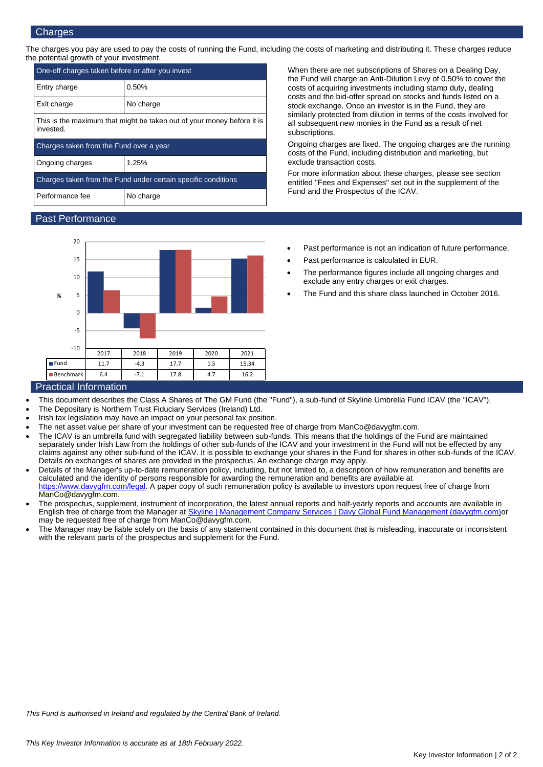## Charges

The charges you pay are used to pay the costs of running the Fund, including the costs of marketing and distributing it. These charges reduce the potential growth of your investment.

| One-off charges taken before or after you invest | |
|---|---|
| Entry charge | 0.50% |
| Exit charge | No charge |
| This is the maximum that might be taken out of your money before it is invested. | |
| **Charges taken from the Fund over a year** | |
| Ongoing charges | 1.25% |
| **Charges taken from the Fund under certain specific conditions** | |
| Performance fee | No charge |

When there are net subscriptions of Shares on a Dealing Day, the Fund will charge an Anti-Dilution Levy of 0.50% to cover the costs of acquiring investments including stamp duty, dealing costs and the bid-offer spread on stocks and funds listed on a stock exchange. Once an investor is in the Fund, they are similarly protected from dilution in terms of the costs involved for all subsequent new monies in the Fund as a result of net subscriptions.

Ongoing charges are fixed. The ongoing charges are the running costs of the Fund, including distribution and marketing, but exclude transaction costs.

For more information about these charges, please see section entitled "Fees and Expenses" set out in the supplement of the Fund and the Prospectus of the ICAV.

## Past Performance

%

20
15
10
5
0
-5
-10

2017 2018 2019 2020 2021

Fund 11.7 -4.3 17.7 1.5 15.34

Benchmark 6.4 -7.1 17.8 4.7 16.2

- Past performance is not an indication of future performance.
- Past performance is calculated in EUR.
- The performance figures include all ongoing charges and exclude any entry charges or exit charges.
- The Fund and this share class launched in October 2016.

## Practical Information

- This document describes the Class A Shares of The GM Fund (the "Fund"), a sub-fund of Skyline Umbrella Fund ICAV (the "ICAV").
- The Depositary is Northern Trust Fiduciary Services (Ireland) Ltd.
- Irish tax legislation may have an impact on your personal tax position.
- The net asset value per share of your investment can be requested free of charge from ManCo@davygfm.com.
- The ICAV is an umbrella fund with segregated liability between sub-funds. This means that the holdings of the Fund are maintained separately under Irish Law from the holdings of other sub-funds of the ICAV and your investment in the Fund will not be effected by any claims against any other sub-fund of the ICAV. It is possible to exchange your shares in the Fund for shares in other sub-funds of the ICAV. Details on exchanges of shares are provided in the prospectus. An exchange charge may apply.
- Details of the Manager's up-to-date remuneration policy, including, but not limited to, a description of how remuneration and benefits are calculated and the identity of persons responsible for awarding the remuneration and benefits are available at https://www.davygfm.com/legal. A paper copy of such remuneration policy is available to investors upon request free of charge from ManCo@davygfm.com.
- The prospectus, supplement, instrument of incorporation, the latest annual reports and half-yearly reports and accounts are available in English free of charge from the Manager at Skyline | Management Company Services | Davy Global Fund Management (davygfm.com)or may be requested free of charge from ManCo@davygfm.com.
- The Manager may be liable solely on the basis of any statement contained in this document that is misleading, inaccurate or inconsistent with the relevant parts of the prospectus and supplement for the Fund.

*This Fund is authorised in Ireland and regulated by the Central Bank of Ireland.*

*This Key Investor Information is accurate as at 18th February 2022.*